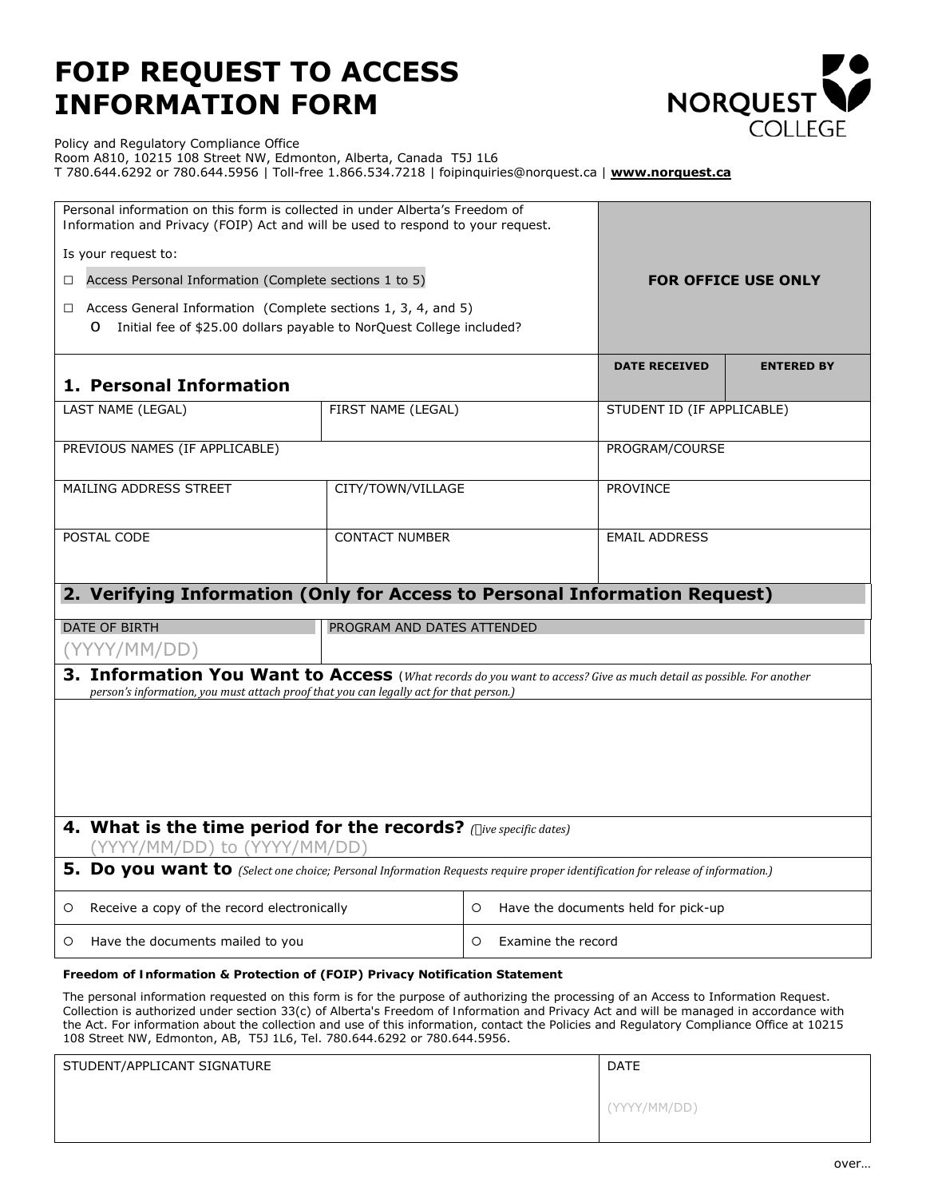# FOIP REQUEST TO ACCESS INFORMATION FORM

NORQUEST COLLEGE

Policy and Regulatory Compliance Office
Room A810, 10215 108 Street NW, Edmonton, Alberta, Canada T5J 1L6
T 780.644.6292 or 780.644.5956 | Toll-free 1.866.534.7218 | foipinquiries@norquest.ca | **www.norquest.ca**

| | | |
|---|---|---|
| Personal information on this form is collected in under Alberta's Freedom of Information and Privacy (FOIP) Act and will be used to respond to your request.<br><br>Is your request to:<br><br>☐ Access Personal Information (Complete sections 1 to 5)<br><br>☐ Access General Information (Complete sections 1, 3, 4, and 5)<br>o Initial fee of $25.00 dollars payable to NorQuest College included? | **FOR OFFICE USE ONLY** | |
| | **DATE RECEIVED** | **ENTERED BY** |

## 1. Personal Information

| | | |
|---|---|---|
| LAST NAME (LEGAL) | FIRST NAME (LEGAL) | STUDENT ID (IF APPLICABLE) |
| PREVIOUS NAMES (IF APPLICABLE) | | PROGRAM/COURSE |
| MAILING ADDRESS STREET | CITY/TOWN/VILLAGE | PROVINCE |
| POSTAL CODE | CONTACT NUMBER | EMAIL ADDRESS |

## 2. Verifying Information (Only for Access to Personal Information Request)

| | |
|---|---|
| DATE OF BIRTH<br>(YYYY/MM/DD) | PROGRAM AND DATES ATTENDED |

## 3. Information You Want to Access

*(What records do you want to access? Give as much detail as possible. For another person's information, you must attach proof that you can legally act for that person.)*

## 4. What is the time period for the records?

*(Give specific dates)*

(YYYY/MM/DD) to (YYYY/MM/DD)

## 5. Do you want to

*(Select one choice; Personal Information Requests require proper identification for release of information.)*

| | |
|---|---|
| ○ Receive a copy of the record electronically | ○ Have the documents held for pick-up |
| ○ Have the documents mailed to you | ○ Examine the record |

**Freedom of Information & Protection of (FOIP) Privacy Notification Statement**

The personal information requested on this form is for the purpose of authorizing the processing of an Access to Information Request. Collection is authorized under section 33(c) of Alberta's Freedom of Information and Privacy Act and will be managed in accordance with the Act. For information about the collection and use of this information, contact the Policies and Regulatory Compliance Office at 10215 108 Street NW, Edmonton, AB, T5J 1L6, Tel. 780.644.6292 or 780.644.5956.

| | |
|---|---|
| STUDENT/APPLICANT SIGNATURE | DATE<br><br>(YYYY/MM/DD) |

over…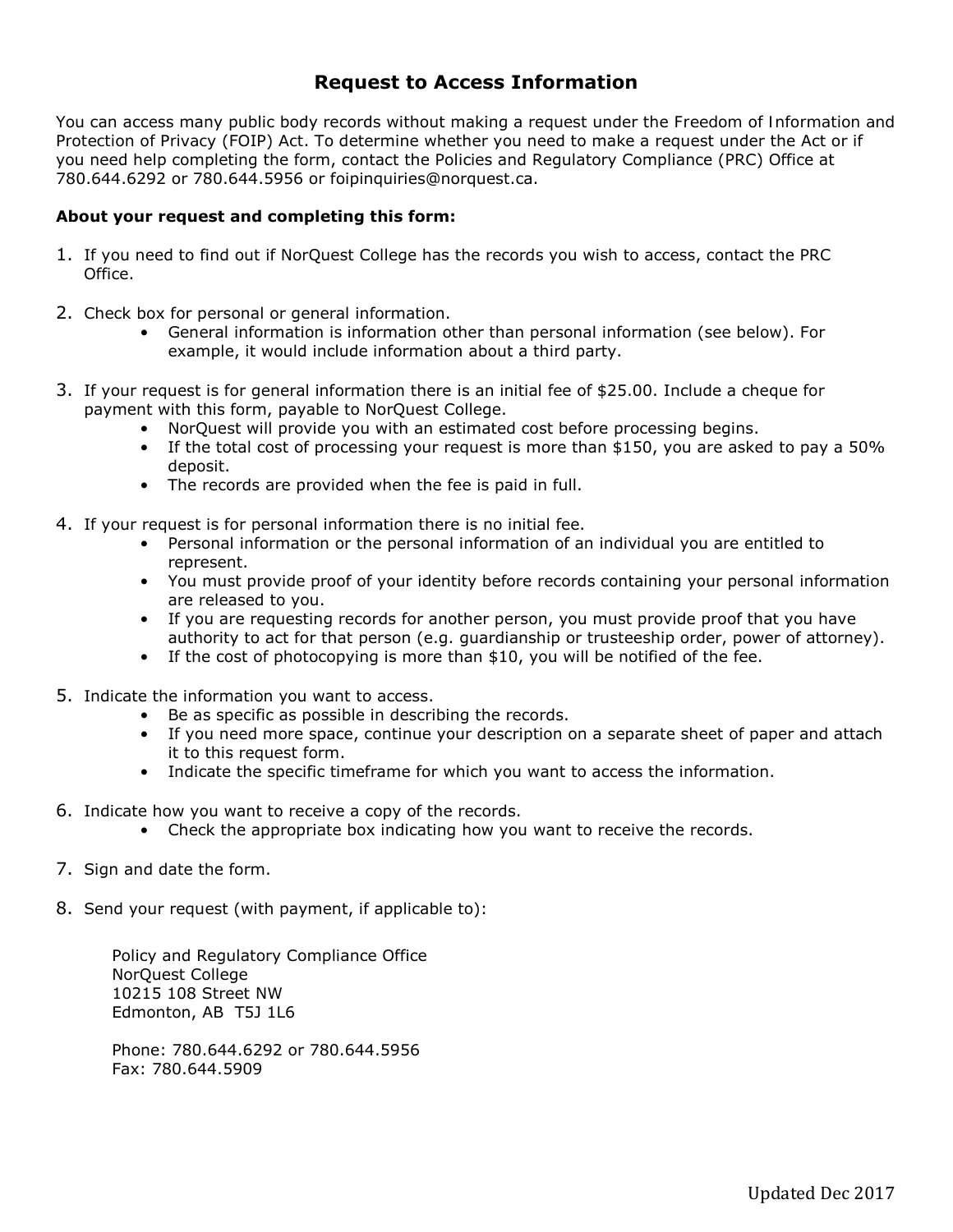# Request to Access Information

You can access many public body records without making a request under the Freedom of Information and Protection of Privacy (FOIP) Act. To determine whether you need to make a request under the Act or if you need help completing the form, contact the Policies and Regulatory Compliance (PRC) Office at 780.644.6292 or 780.644.5956 or foipinquiries@norquest.ca.

**About your request and completing this form:**

1. If you need to find out if NorQuest College has the records you wish to access, contact the PRC Office.

2. Check box for personal or general information.
   - General information is information other than personal information (see below). For example, it would include information about a third party.

3. If your request is for general information there is an initial fee of $25.00. Include a cheque for payment with this form, payable to NorQuest College.
   - NorQuest will provide you with an estimated cost before processing begins.
   - If the total cost of processing your request is more than $150, you are asked to pay a 50% deposit.
   - The records are provided when the fee is paid in full.

4. If your request is for personal information there is no initial fee.
   - Personal information or the personal information of an individual you are entitled to represent.
   - You must provide proof of your identity before records containing your personal information are released to you.
   - If you are requesting records for another person, you must provide proof that you have authority to act for that person (e.g. guardianship or trusteeship order, power of attorney).
   - If the cost of photocopying is more than $10, you will be notified of the fee.

5. Indicate the information you want to access.
   - Be as specific as possible in describing the records.
   - If you need more space, continue your description on a separate sheet of paper and attach it to this request form.
   - Indicate the specific timeframe for which you want to access the information.

6. Indicate how you want to receive a copy of the records.
   - Check the appropriate box indicating how you want to receive the records.

7. Sign and date the form.

8. Send your request (with payment, if applicable to):

   Policy and Regulatory Compliance Office
   NorQuest College
   10215 108 Street NW
   Edmonton, AB T5J 1L6

   Phone: 780.644.6292 or 780.644.5956
   Fax: 780.644.5909

Updated Dec 2017